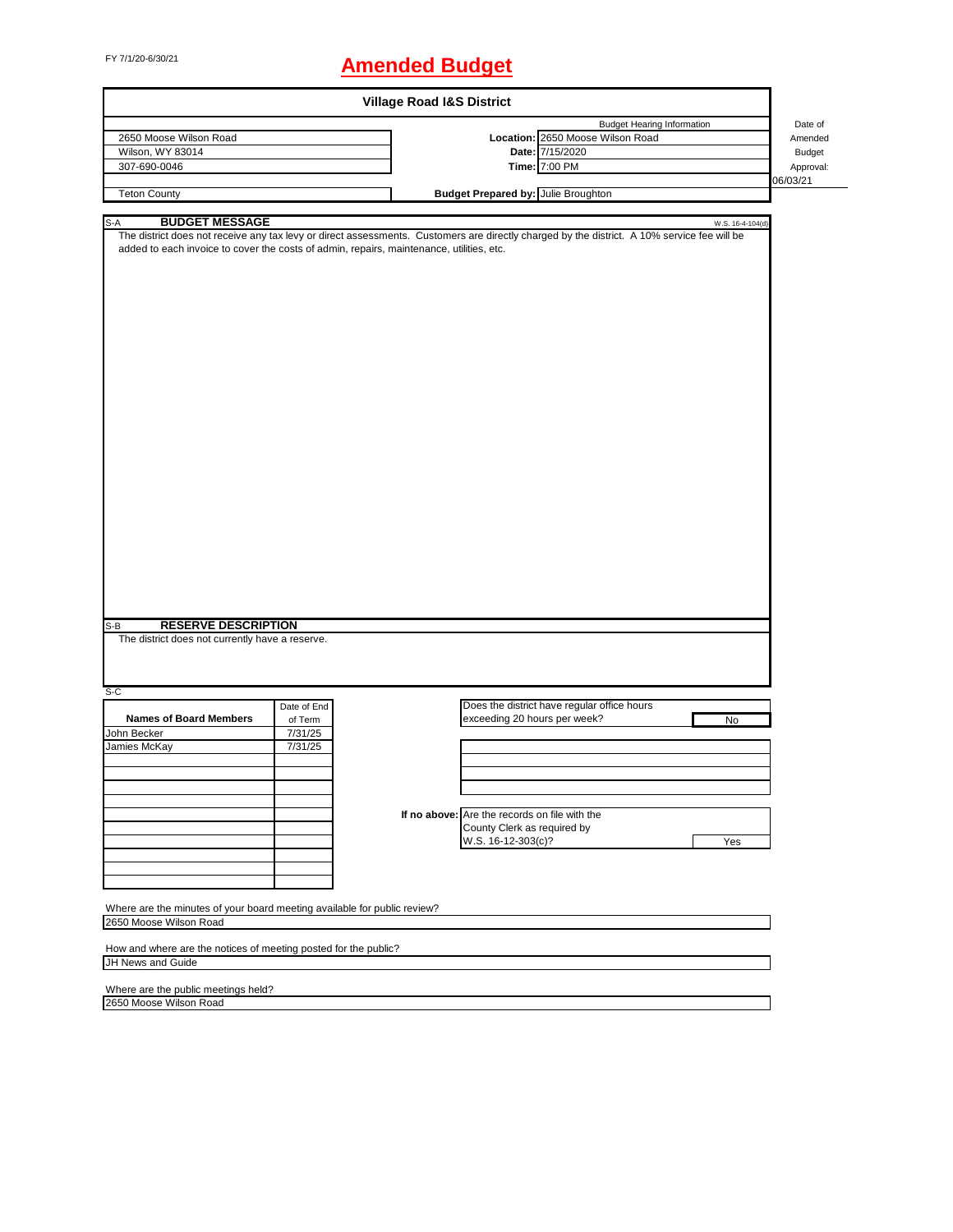FY 7/1/20-6/30/21

# Amended Budget

## Village Road I&S District

| | Budget Hearing Information | Date of Amended Budget Approval: |
|---|---|---|
| 2650 Moose Wilson Road | **Location:** 2650 Moose Wilson Road | |
| Wilson, WY 83014 | **Date:** 7/15/2020 | |
| 307-690-0046 | **Time:** 7:00 PM | 06/03/21 |
| Teton County | **Budget Prepared by:** Julie Broughton | |

### S-A BUDGET MESSAGE

W.S. 16-4-104(d)

The district does not receive any tax levy or direct assessments. Customers are directly charged by the district. A 10% service fee will be added to each invoice to cover the costs of admin, repairs, maintenance, utilities, etc.

### S-B RESERVE DESCRIPTION

The district does not currently have a reserve.

### S-C

| Names of Board Members | Date of End of Term |
|---|---|
| John Becker | 7/31/25 |
| Jamies McKay | 7/31/25 |

Does the district have regular office hours exceeding 20 hours per week? **No**

**If no above:** Are the records on file with the County Clerk as required by W.S. 16-12-303(c)? **Yes**

Where are the minutes of your board meeting available for public review?
2650 Moose Wilson Road

How and where are the notices of meeting posted for the public?
JH News and Guide

Where are the public meetings held?
2650 Moose Wilson Road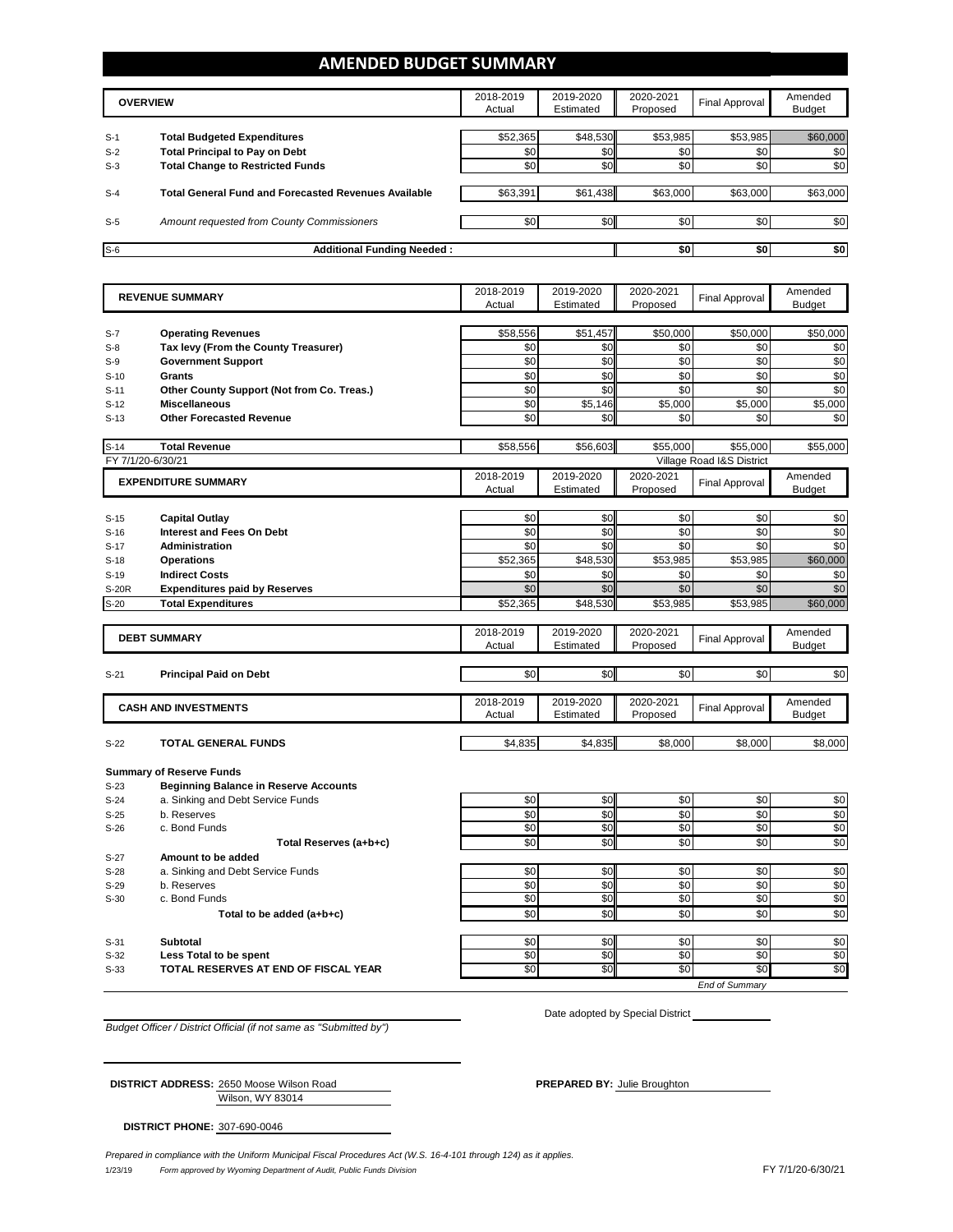# AMENDED BUDGET SUMMARY

| | OVERVIEW | 2018-2019 Actual | 2019-2020 Estimated | 2020-2021 Proposed | Final Approval | Amended Budget |
|---|---|---|---|---|---|---|
| S-1 | **Total Budgeted Expenditures** | $52,365 | $48,530 | $53,985 | $53,985 | $60,000 |
| S-2 | **Total Principal to Pay on Debt** | $0 | $0 | $0 | $0 | $0 |
| S-3 | **Total Change to Restricted Funds** | $0 | $0 | $0 | $0 | $0 |
| S-4 | **Total General Fund and Forecasted Revenues Available** | $63,391 | $61,438 | $63,000 | $63,000 | $63,000 |
| S-5 | *Amount requested from County Commissioners* | $0 | $0 | $0 | $0 | $0 |
| S-6 | **Additional Funding Needed :** | | | $0 | $0 | $0 |

| | REVENUE SUMMARY | 2018-2019 Actual | 2019-2020 Estimated | 2020-2021 Proposed | Final Approval | Amended Budget |
|---|---|---|---|---|---|---|
| S-7 | **Operating Revenues** | $58,556 | $51,457 | $50,000 | $50,000 | $50,000 |
| S-8 | **Tax levy (From the County Treasurer)** | $0 | $0 | $0 | $0 | $0 |
| S-9 | **Government Support** | $0 | $0 | $0 | $0 | $0 |
| S-10 | **Grants** | $0 | $0 | $0 | $0 | $0 |
| S-11 | **Other County Support (Not from Co. Treas.)** | $0 | $0 | $0 | $0 | $0 |
| S-12 | **Miscellaneous** | $0 | $5,146 | $5,000 | $5,000 | $5,000 |
| S-13 | **Other Forecasted Revenue** | $0 | $0 | $0 | $0 | $0 |
| S-14 | **Total Revenue** | $58,556 | $56,603 | $55,000 | $55,000 | $55,000 |

FY 7/1/20-6/30/21 — Village Road I&S District

| | EXPENDITURE SUMMARY | 2018-2019 Actual | 2019-2020 Estimated | 2020-2021 Proposed | Final Approval | Amended Budget |
|---|---|---|---|---|---|---|
| S-15 | **Capital Outlay** | $0 | $0 | $0 | $0 | $0 |
| S-16 | **Interest and Fees On Debt** | $0 | $0 | $0 | $0 | $0 |
| S-17 | **Administration** | $0 | $0 | $0 | $0 | $0 |
| S-18 | **Operations** | $52,365 | $48,530 | $53,985 | $53,985 | $60,000 |
| S-19 | **Indirect Costs** | $0 | $0 | $0 | $0 | $0 |
| S-20R | **Expenditures paid by Reserves** | $0 | $0 | $0 | $0 | $0 |
| S-20 | **Total Expenditures** | $52,365 | $48,530 | $53,985 | $53,985 | $60,000 |

| | DEBT SUMMARY | 2018-2019 Actual | 2019-2020 Estimated | 2020-2021 Proposed | Final Approval | Amended Budget |
|---|---|---|---|---|---|---|
| S-21 | **Principal Paid on Debt** | $0 | $0 | $0 | $0 | $0 |

| | CASH AND INVESTMENTS | 2018-2019 Actual | 2019-2020 Estimated | 2020-2021 Proposed | Final Approval | Amended Budget |
|---|---|---|---|---|---|---|
| S-22 | **TOTAL GENERAL FUNDS** | $4,835 | $4,835 | $8,000 | $8,000 | $8,000 |
| | **Summary of Reserve Funds** | | | | | |
| S-23 | **Beginning Balance in Reserve Accounts** | | | | | |
| S-24 | a. Sinking and Debt Service Funds | $0 | $0 | $0 | $0 | $0 |
| S-25 | b. Reserves | $0 | $0 | $0 | $0 | $0 |
| S-26 | c. Bond Funds | $0 | $0 | $0 | $0 | $0 |
| | **Total Reserves (a+b+c)** | $0 | $0 | $0 | $0 | $0 |
| S-27 | **Amount to be added** | | | | | |
| S-28 | a. Sinking and Debt Service Funds | $0 | $0 | $0 | $0 | $0 |
| S-29 | b. Reserves | $0 | $0 | $0 | $0 | $0 |
| S-30 | c. Bond Funds | $0 | $0 | $0 | $0 | $0 |
| | **Total to be added (a+b+c)** | $0 | $0 | $0 | $0 | $0 |
| S-31 | **Subtotal** | $0 | $0 | $0 | $0 | $0 |
| S-32 | **Less Total to be spent** | $0 | $0 | $0 | $0 | $0 |
| S-33 | **TOTAL RESERVES AT END OF FISCAL YEAR** | $0 | $0 | $0 | $0 | $0 |

*End of Summary*

*Budget Officer / District Official (if not same as "Submitted by")*

Date adopted by Special District ____________

**DISTRICT ADDRESS:** 2650 Moose Wilson Road
Wilson, WY 83014

**PREPARED BY:** Julie Broughton

**DISTRICT PHONE:** 307-690-0046

*Prepared in compliance with the Uniform Municipal Fiscal Procedures Act (W.S. 16-4-101 through 124) as it applies.*

1/23/19 *Form approved by Wyoming Department of Audit, Public Funds Division* FY 7/1/20-6/30/21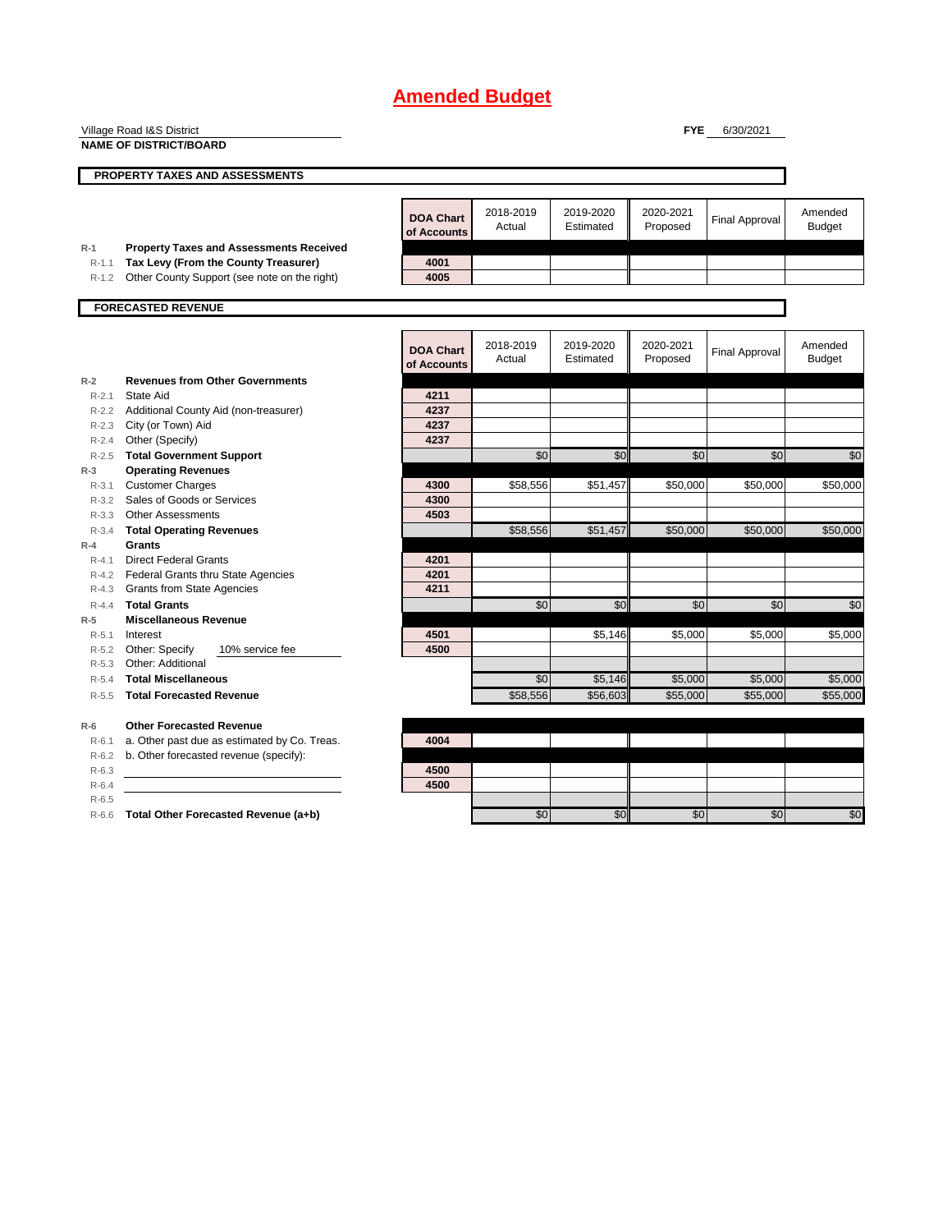# Amended Budget

Village Road I&S District
**NAME OF DISTRICT/BOARD**

**FYE** 6/30/2021

## PROPERTY TAXES AND ASSESSMENTS

| | | DOA Chart of Accounts | 2018-2019 Actual | 2019-2020 Estimated | 2020-2021 Proposed | Final Approval | Amended Budget |
|---|---|---|---|---|---|---|---|
| R-1 | **Property Taxes and Assessments Received** | | | | | | |
| R-1.1 | **Tax Levy (From the County Treasurer)** | 4001 | | | | | |
| R-1.2 | Other County Support (see note on the right) | 4005 | | | | | |

## FORECASTED REVENUE

| | | DOA Chart of Accounts | 2018-2019 Actual | 2019-2020 Estimated | 2020-2021 Proposed | Final Approval | Amended Budget |
|---|---|---|---|---|---|---|---|
| R-2 | **Revenues from Other Governments** | | | | | | |
| R-2.1 | State Aid | 4211 | | | | | |
| R-2.2 | Additional County Aid (non-treasurer) | 4237 | | | | | |
| R-2.3 | City (or Town) Aid | 4237 | | | | | |
| R-2.4 | Other (Specify) | 4237 | | | | | |
| R-2.5 | **Total Government Support** | | $0 | $0 | $0 | $0 | $0 |
| R-3 | **Operating Revenues** | | | | | | |
| R-3.1 | Customer Charges | 4300 | $58,556 | $51,457 | $50,000 | $50,000 | $50,000 |
| R-3.2 | Sales of Goods or Services | 4300 | | | | | |
| R-3.3 | Other Assessments | 4503 | | | | | |
| R-3.4 | **Total Operating Revenues** | | $58,556 | $51,457 | $50,000 | $50,000 | $50,000 |
| R-4 | **Grants** | | | | | | |
| R-4.1 | Direct Federal Grants | 4201 | | | | | |
| R-4.2 | Federal Grants thru State Agencies | 4201 | | | | | |
| R-4.3 | Grants from State Agencies | 4211 | | | | | |
| R-4.4 | **Total Grants** | | $0 | $0 | $0 | $0 | $0 |
| R-5 | **Miscellaneous Revenue** | | | | | | |
| R-5.1 | Interest | 4501 | | $5,146 | $5,000 | $5,000 | $5,000 |
| R-5.2 | Other: Specify 10% service fee | 4500 | | | | | |
| R-5.3 | Other: Additional | | | | | | |
| R-5.4 | **Total Miscellaneous** | | $0 | $5,146 | $5,000 | $5,000 | $5,000 |
| R-5.5 | **Total Forecasted Revenue** | | $58,556 | $56,603 | $55,000 | $55,000 | $55,000 |
| R-6 | **Other Forecasted Revenue** | | | | | | |
| R-6.1 | a. Other past due as estimated by Co. Treas. | 4004 | | | | | |
| R-6.2 | b. Other forecasted revenue (specify): | | | | | | |
| R-6.3 | | 4500 | | | | | |
| R-6.4 | | 4500 | | | | | |
| R-6.5 | | | | | | | |
| R-6.6 | **Total Other Forecasted Revenue (a+b)** | | $0 | $0 | $0 | $0 | $0 |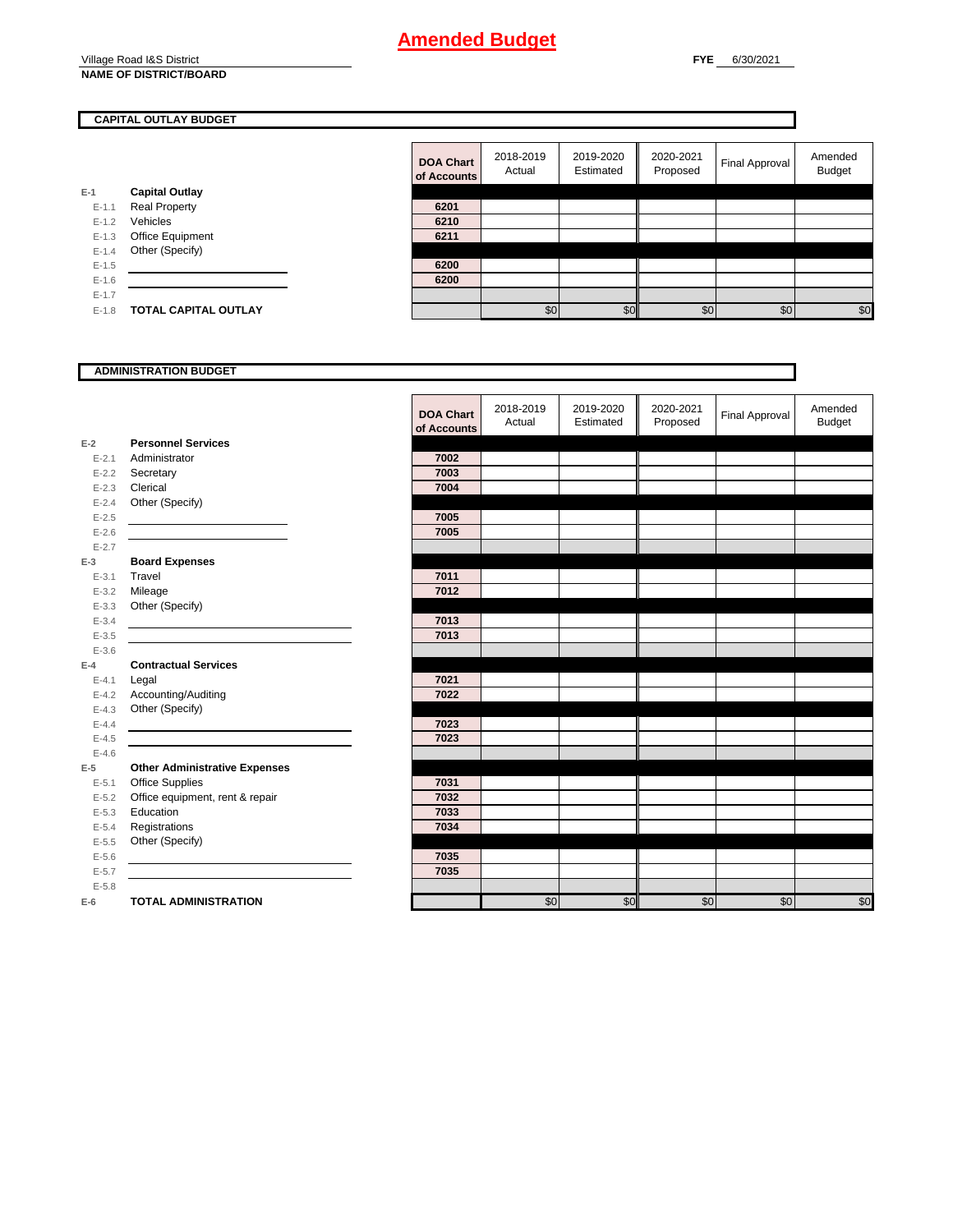# Amended Budget

Village Road I&S District
**NAME OF DISTRICT/BOARD**

**FYE** 6/30/2021

## CAPITAL OUTLAY BUDGET

| | | DOA Chart of Accounts | 2018-2019 Actual | 2019-2020 Estimated | 2020-2021 Proposed | Final Approval | Amended Budget |
|---|---|---|---|---|---|---|---|
| E-1 | **Capital Outlay** | | | | | | |
| E-1.1 | Real Property | 6201 | | | | | |
| E-1.2 | Vehicles | 6210 | | | | | |
| E-1.3 | Office Equipment | 6211 | | | | | |
| E-1.4 | Other (Specify) | | | | | | |
| E-1.5 | | 6200 | | | | | |
| E-1.6 | | 6200 | | | | | |
| E-1.7 | | | | | | | |
| E-1.8 | **TOTAL CAPITAL OUTLAY** | | $0 | $0 | $0 | $0 | $0 |

## ADMINISTRATION BUDGET

| | | DOA Chart of Accounts | 2018-2019 Actual | 2019-2020 Estimated | 2020-2021 Proposed | Final Approval | Amended Budget |
|---|---|---|---|---|---|---|---|
| E-2 | **Personnel Services** | | | | | | |
| E-2.1 | Administrator | 7002 | | | | | |
| E-2.2 | Secretary | 7003 | | | | | |
| E-2.3 | Clerical | 7004 | | | | | |
| E-2.4 | Other (Specify) | | | | | | |
| E-2.5 | | 7005 | | | | | |
| E-2.6 | | 7005 | | | | | |
| E-2.7 | | | | | | | |
| E-3 | **Board Expenses** | | | | | | |
| E-3.1 | Travel | 7011 | | | | | |
| E-3.2 | Mileage | 7012 | | | | | |
| E-3.3 | Other (Specify) | | | | | | |
| E-3.4 | | 7013 | | | | | |
| E-3.5 | | 7013 | | | | | |
| E-3.6 | | | | | | | |
| E-4 | **Contractual Services** | | | | | | |
| E-4.1 | Legal | 7021 | | | | | |
| E-4.2 | Accounting/Auditing | 7022 | | | | | |
| E-4.3 | Other (Specify) | | | | | | |
| E-4.4 | | 7023 | | | | | |
| E-4.5 | | 7023 | | | | | |
| E-4.6 | | | | | | | |
| E-5 | **Other Administrative Expenses** | | | | | | |
| E-5.1 | Office Supplies | 7031 | | | | | |
| E-5.2 | Office equipment, rent & repair | 7032 | | | | | |
| E-5.3 | Education | 7033 | | | | | |
| E-5.4 | Registrations | 7034 | | | | | |
| E-5.5 | Other (Specify) | | | | | | |
| E-5.6 | | 7035 | | | | | |
| E-5.7 | | 7035 | | | | | |
| E-5.8 | | | | | | | |
| E-6 | **TOTAL ADMINISTRATION** | | $0 | $0 | $0 | $0 | $0 |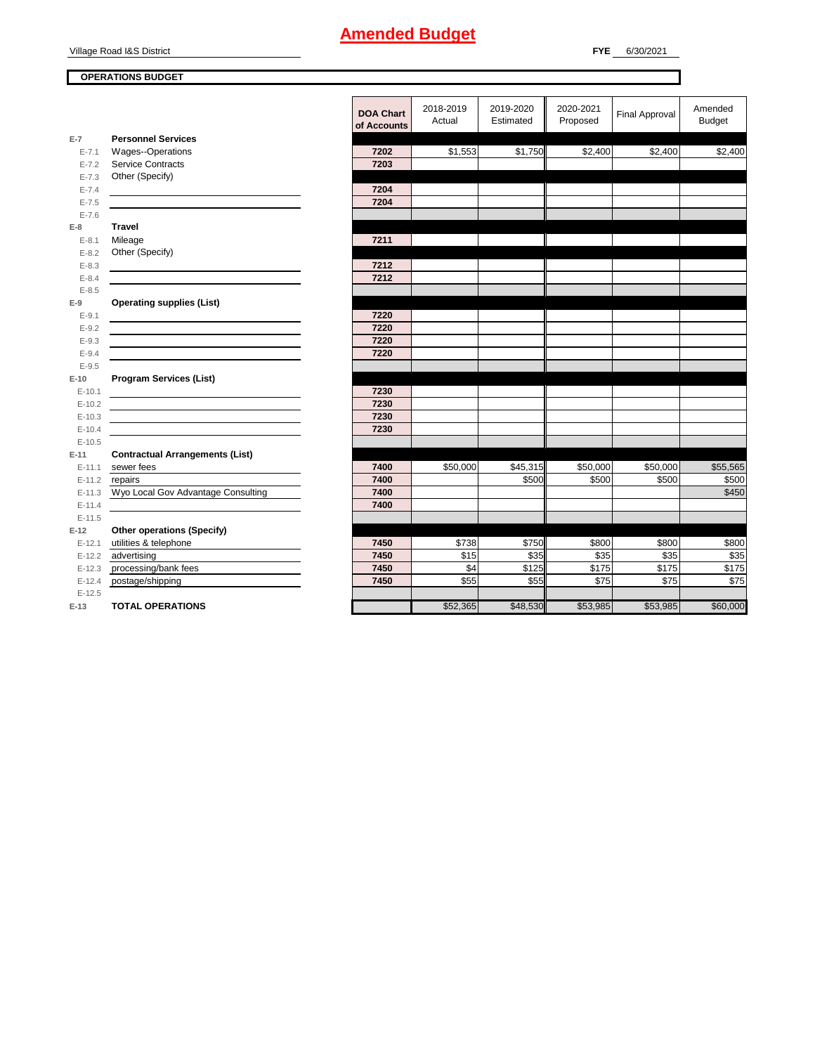# Amended Budget

Village Road I&S District

**FYE** 6/30/2021

**OPERATIONS BUDGET**

| | | DOA Chart of Accounts | 2018-2019 Actual | 2019-2020 Estimated | 2020-2021 Proposed | Final Approval | Amended Budget |
|---|---|---|---|---|---|---|---|
| E-7 | **Personnel Services** | | | | | | |
| E-7.1 | Wages--Operations | 7202 | $1,553 | $1,750 | $2,400 | $2,400 | $2,400 |
| E-7.2 | Service Contracts | 7203 | | | | | |
| E-7.3 | Other (Specify) | | | | | | |
| E-7.4 | | 7204 | | | | | |
| E-7.5 | | 7204 | | | | | |
| E-7.6 | | | | | | | |
| E-8 | **Travel** | | | | | | |
| E-8.1 | Mileage | 7211 | | | | | |
| E-8.2 | Other (Specify) | | | | | | |
| E-8.3 | | 7212 | | | | | |
| E-8.4 | | 7212 | | | | | |
| E-8.5 | | | | | | | |
| E-9 | **Operating supplies (List)** | | | | | | |
| E-9.1 | | 7220 | | | | | |
| E-9.2 | | 7220 | | | | | |
| E-9.3 | | 7220 | | | | | |
| E-9.4 | | 7220 | | | | | |
| E-9.5 | | | | | | | |
| E-10 | **Program Services (List)** | | | | | | |
| E-10.1 | | 7230 | | | | | |
| E-10.2 | | 7230 | | | | | |
| E-10.3 | | 7230 | | | | | |
| E-10.4 | | 7230 | | | | | |
| E-10.5 | | | | | | | |
| E-11 | **Contractual Arrangements (List)** | | | | | | |
| E-11.1 | sewer fees | 7400 | $50,000 | $45,315 | $50,000 | $50,000 | $55,565 |
| E-11.2 | repairs | 7400 | | $500 | $500 | $500 | $500 |
| E-11.3 | Wyo Local Gov Advantage Consulting | 7400 | | | | | $450 |
| E-11.4 | | 7400 | | | | | |
| E-11.5 | | | | | | | |
| E-12 | **Other operations (Specify)** | | | | | | |
| E-12.1 | utilities & telephone | 7450 | $738 | $750 | $800 | $800 | $800 |
| E-12.2 | advertising | 7450 | $15 | $35 | $35 | $35 | $35 |
| E-12.3 | processing/bank fees | 7450 | $4 | $125 | $175 | $175 | $175 |
| E-12.4 | postage/shipping | 7450 | $55 | $55 | $75 | $75 | $75 |
| E-12.5 | | | | | | | |
| E-13 | **TOTAL OPERATIONS** | | $52,365 | $48,530 | $53,985 | $53,985 | $60,000 |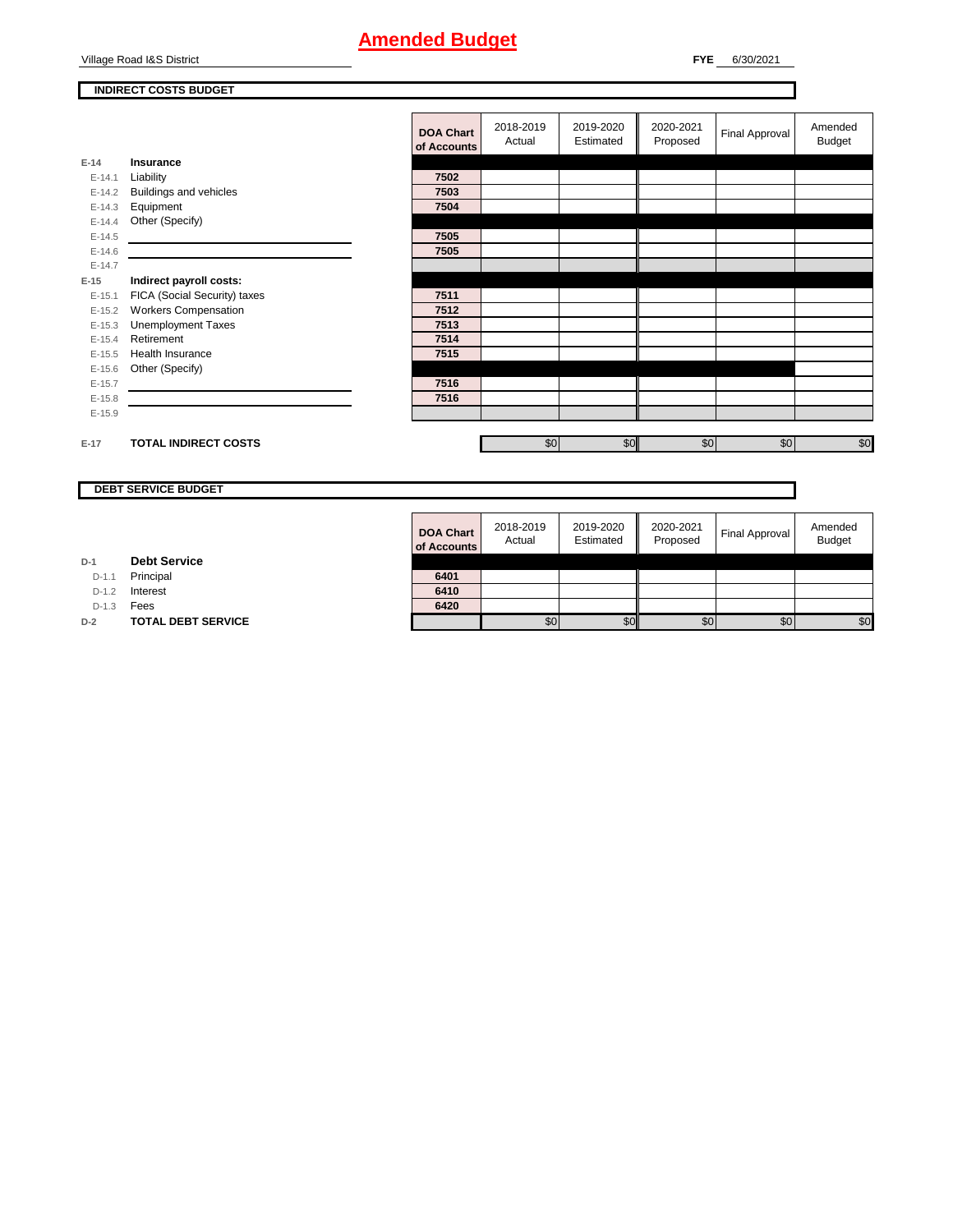# Amended Budget

Village Road I&S District

**FYE** 6/30/2021

**INDIRECT COSTS BUDGET**

| | | DOA Chart of Accounts | 2018-2019 Actual | 2019-2020 Estimated | 2020-2021 Proposed | Final Approval | Amended Budget |
|---|---|---|---|---|---|---|---|
| E-14 | **Insurance** | | | | | | |
| E-14.1 | Liability | 7502 | | | | | |
| E-14.2 | Buildings and vehicles | 7503 | | | | | |
| E-14.3 | Equipment | 7504 | | | | | |
| E-14.4 | Other (Specify) | | | | | | |
| E-14.5 | | 7505 | | | | | |
| E-14.6 | | 7505 | | | | | |
| E-14.7 | | | | | | | |
| E-15 | **Indirect payroll costs:** | | | | | | |
| E-15.1 | FICA (Social Security) taxes | 7511 | | | | | |
| E-15.2 | Workers Compensation | 7512 | | | | | |
| E-15.3 | Unemployment Taxes | 7513 | | | | | |
| E-15.4 | Retirement | 7514 | | | | | |
| E-15.5 | Health Insurance | 7515 | | | | | |
| E-15.6 | Other (Specify) | | | | | | |
| E-15.7 | | 7516 | | | | | |
| E-15.8 | | 7516 | | | | | |
| E-15.9 | | | | | | | |
| E-17 | **TOTAL INDIRECT COSTS** | | $0 | $0 | $0 | $0 | $0 |

**DEBT SERVICE BUDGET**

| | | DOA Chart of Accounts | 2018-2019 Actual | 2019-2020 Estimated | 2020-2021 Proposed | Final Approval | Amended Budget |
|---|---|---|---|---|---|---|---|
| D-1 | **Debt Service** | | | | | | |
| D-1.1 | Principal | 6401 | | | | | |
| D-1.2 | Interest | 6410 | | | | | |
| D-1.3 | Fees | 6420 | | | | | |
| D-2 | **TOTAL DEBT SERVICE** | | $0 | $0 | $0 | $0 | $0 |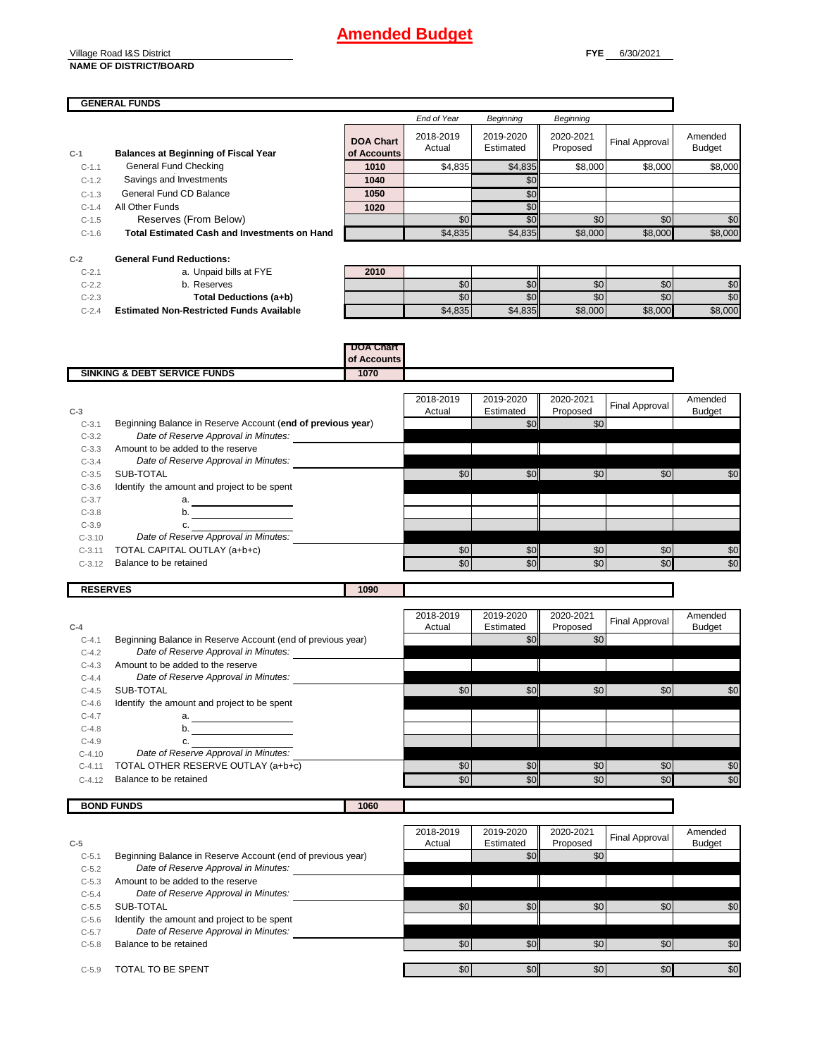# Amended Budget

Village Road I&S District
**NAME OF DISTRICT/BOARD**

**FYE** 6/30/2021

## GENERAL FUNDS

| | | DOA Chart of Accounts | 2018-2019 Actual (End of Year) | 2019-2020 Estimated (Beginning) | 2020-2021 Proposed (Beginning) | Final Approval | Amended Budget |
|---|---|---|---|---|---|---|---|
| C-1 | **Balances at Beginning of Fiscal Year** | | | | | | |
| C-1.1 | General Fund Checking | 1010 | $4,835 | $4,835 | $8,000 | $8,000 | $8,000 |
| C-1.2 | Savings and Investments | 1040 | | $0 | | | |
| C-1.3 | General Fund CD Balance | 1050 | | $0 | | | |
| C-1.4 | All Other Funds | 1020 | | $0 | | | |
| C-1.5 | Reserves (From Below) | | $0 | $0 | $0 | $0 | $0 |
| C-1.6 | **Total Estimated Cash and Investments on Hand** | | $4,835 | $4,835 | $8,000 | $8,000 | $8,000 |
| C-2 | **General Fund Reductions:** | | | | | | |
| C-2.1 | a. Unpaid bills at FYE | 2010 | | | | | |
| C-2.2 | b. Reserves | | $0 | $0 | $0 | $0 | $0 |
| C-2.3 | **Total Deductions (a+b)** | | $0 | $0 | $0 | $0 | $0 |
| C-2.4 | **Estimated Non-Restricted Funds Available** | | $4,835 | $4,835 | $8,000 | $8,000 | $8,000 |

## SINKING & DEBT SERVICE FUNDS — DOA Chart of Accounts 1070

| C-3 | | 2018-2019 Actual | 2019-2020 Estimated | 2020-2021 Proposed | Final Approval | Amended Budget |
|---|---|---|---|---|---|---|
| C-3.1 | Beginning Balance in Reserve Account (**end of previous year**) | | $0 | $0 | | |
| C-3.2 | *Date of Reserve Approval in Minutes:* | | | | | |
| C-3.3 | Amount to be added to the reserve | | | | | |
| C-3.4 | *Date of Reserve Approval in Minutes:* | | | | | |
| C-3.5 | SUB-TOTAL | $0 | $0 | $0 | $0 | $0 |
| C-3.6 | Identify the amount and project to be spent | | | | | |
| C-3.7 | a. | | | | | |
| C-3.8 | b. | | | | | |
| C-3.9 | c. | | | | | |
| C-3.10 | *Date of Reserve Approval in Minutes:* | | | | | |
| C-3.11 | TOTAL CAPITAL OUTLAY (a+b+c) | $0 | $0 | $0 | $0 | $0 |
| C-3.12 | Balance to be retained | $0 | $0 | $0 | $0 | $0 |

## RESERVES — 1090

| C-4 | | 2018-2019 Actual | 2019-2020 Estimated | 2020-2021 Proposed | Final Approval | Amended Budget |
|---|---|---|---|---|---|---|
| C-4.1 | Beginning Balance in Reserve Account (end of previous year) | | $0 | $0 | | |
| C-4.2 | *Date of Reserve Approval in Minutes:* | | | | | |
| C-4.3 | Amount to be added to the reserve | | | | | |
| C-4.4 | *Date of Reserve Approval in Minutes:* | | | | | |
| C-4.5 | SUB-TOTAL | $0 | $0 | $0 | $0 | $0 |
| C-4.6 | Identify the amount and project to be spent | | | | | |
| C-4.7 | a. | | | | | |
| C-4.8 | b. | | | | | |
| C-4.9 | c. | | | | | |
| C-4.10 | *Date of Reserve Approval in Minutes:* | | | | | |
| C-4.11 | TOTAL OTHER RESERVE OUTLAY (a+b+c) | $0 | $0 | $0 | $0 | $0 |
| C-4.12 | Balance to be retained | $0 | $0 | $0 | $0 | $0 |

## BOND FUNDS — 1060

| C-5 | | 2018-2019 Actual | 2019-2020 Estimated | 2020-2021 Proposed | Final Approval | Amended Budget |
|---|---|---|---|---|---|---|
| C-5.1 | Beginning Balance in Reserve Account (end of previous year) | | $0 | $0 | | |
| C-5.2 | *Date of Reserve Approval in Minutes:* | | | | | |
| C-5.3 | Amount to be added to the reserve | | | | | |
| C-5.4 | *Date of Reserve Approval in Minutes:* | | | | | |
| C-5.5 | SUB-TOTAL | $0 | $0 | $0 | $0 | $0 |
| C-5.6 | Identify the amount and project to be spent | | | | | |
| C-5.7 | *Date of Reserve Approval in Minutes:* | | | | | |
| C-5.8 | Balance to be retained | $0 | $0 | $0 | $0 | $0 |
| C-5.9 | TOTAL TO BE SPENT | $0 | $0 | $0 | $0 | $0 |